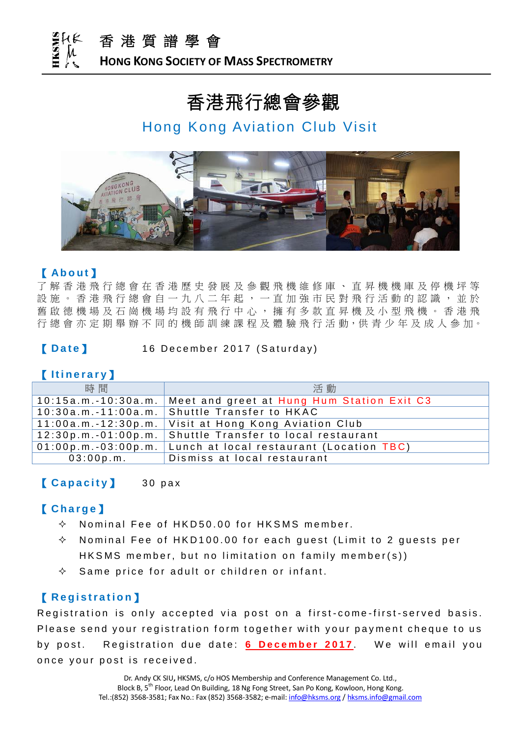香港質譜學會
**HONG KONG SOCIETY OF MASS SPECTROMETRY**

# 香港飛行總會參觀

## Hong Kong Aviation Club Visit

### 【About】

了解香港飛行總會在香港歷史發展及參觀飛機維修庫、直昇機機庫及停機坪等設施。香港飛行總會自一九八二年起，一直加強市民對飛行活動的認識，並於舊啟德機場及石崗機場均設有飛行中心，擁有多款直昇機及小型飛機。香港飛行總會亦定期舉辦不同的機師訓練課程及體驗飛行活動，供青少年及成人參加。

### 【Date】

16 December 2017 (Saturday)

### 【Itinerary】

| 時間 | 活動 |
| --- | --- |
| 10:15a.m.-10:30a.m. | Meet and greet at Hung Hum Station Exit C3 |
| 10:30a.m.-11:00a.m. | Shuttle Transfer to HKAC |
| 11:00a.m.-12:30p.m. | Visit at Hong Kong Aviation Club |
| 12:30p.m.-01:00p.m. | Shuttle Transfer to local restaurant |
| 01:00p.m.-03:00p.m. | Lunch at local restaurant (Location TBC) |
| 03:00p.m. | Dismiss at local restaurant |

### 【Capacity】

30 pax

### 【Charge】

- Nominal Fee of HKD50.00 for HKSMS member.
- Nominal Fee of HKD100.00 for each guest (Limit to 2 guests per HKSMS member, but no limitation on family member(s))
- Same price for adult or children or infant.

### 【Registration】

Registration is only accepted via post on a first-come-first-served basis. Please send your registration form together with your payment cheque to us by post. Registration due date: **6 December 2017**. We will email you once your post is received.

Dr. Andy CK SIU, HKSMS, c/o HOS Membership and Conference Management Co. Ltd.,
Block B, 5th Floor, Lead On Building, 18 Ng Fong Street, San Po Kong, Kowloon, Hong Kong.
Tel.:(852) 3568-3581; Fax No.: Fax (852) 3568-3582; e-mail: info@hksms.org / hksms.info@gmail.com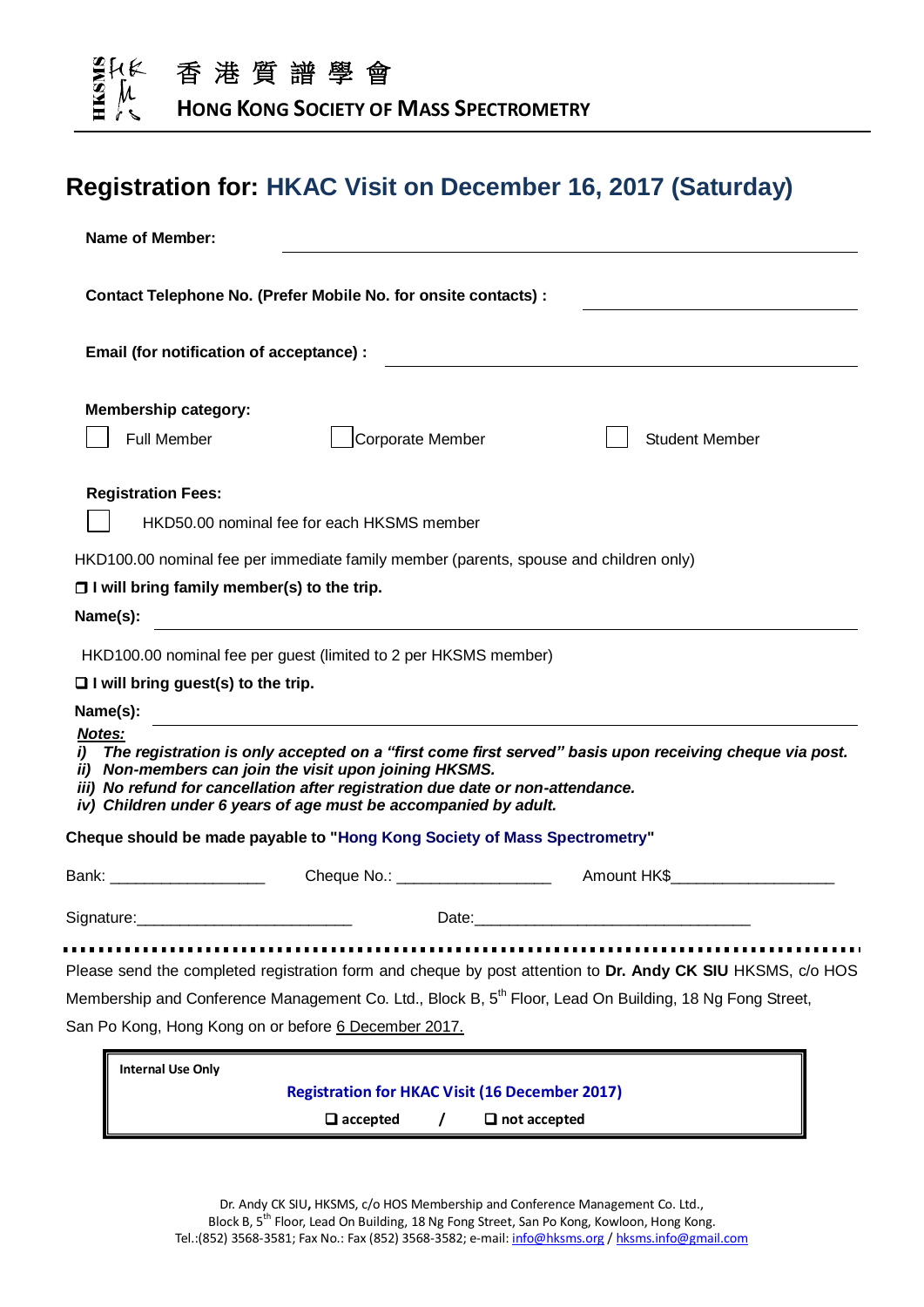香港質譜學會

**HONG KONG SOCIETY OF MASS SPECTROMETRY**

# Registration for: HKAC Visit on December 16, 2017 (Saturday)

**Name of Member:** ______________________________

**Contact Telephone No. (Prefer Mobile No. for onsite contacts) :** ______________________________

**Email (for notification of acceptance) :** ______________________________

**Membership category:**

☐ Full Member ☐ Corporate Member ☐ Student Member

**Registration Fees:**

☐ HKD50.00 nominal fee for each HKSMS member

HKD100.00 nominal fee per immediate family member (parents, spouse and children only)

❒ **I will bring family member(s) to the trip.**

**Name(s):** ______________________________

HKD100.00 nominal fee per guest (limited to 2 per HKSMS member)

❑ **I will bring guest(s) to the trip.**

**Name(s):** ______________________________

***Notes:***

***i) The registration is only accepted on a "first come first served" basis upon receiving cheque via post.***
***ii) Non-members can join the visit upon joining HKSMS.***
***iii) No refund for cancellation after registration due date or non-attendance.***
***iv) Children under 6 years of age must be accompanied by adult.***

**Cheque should be made payable to "Hong Kong Society of Mass Spectrometry"**

Bank: __________________ Cheque No.: __________________ Amount HK$__________________

Signature:_________________________ Date:________________________________

Please send the completed registration form and cheque by post attention to **Dr. Andy CK SIU** HKSMS, c/o HOS Membership and Conference Management Co. Ltd., Block B, 5th Floor, Lead On Building, 18 Ng Fong Street, San Po Kong, Hong Kong on or before 6 December 2017.

**Internal Use Only**

**Registration for HKAC Visit (16 December 2017)**

❑ **accepted** / ❑ **not accepted**

Dr. Andy CK SIU, HKSMS, c/o HOS Membership and Conference Management Co. Ltd., Block B, 5th Floor, Lead On Building, 18 Ng Fong Street, San Po Kong, Kowloon, Hong Kong. Tel.:(852) 3568-3581; Fax No.: Fax (852) 3568-3582; e-mail: info@hksms.org / hksms.info@gmail.com